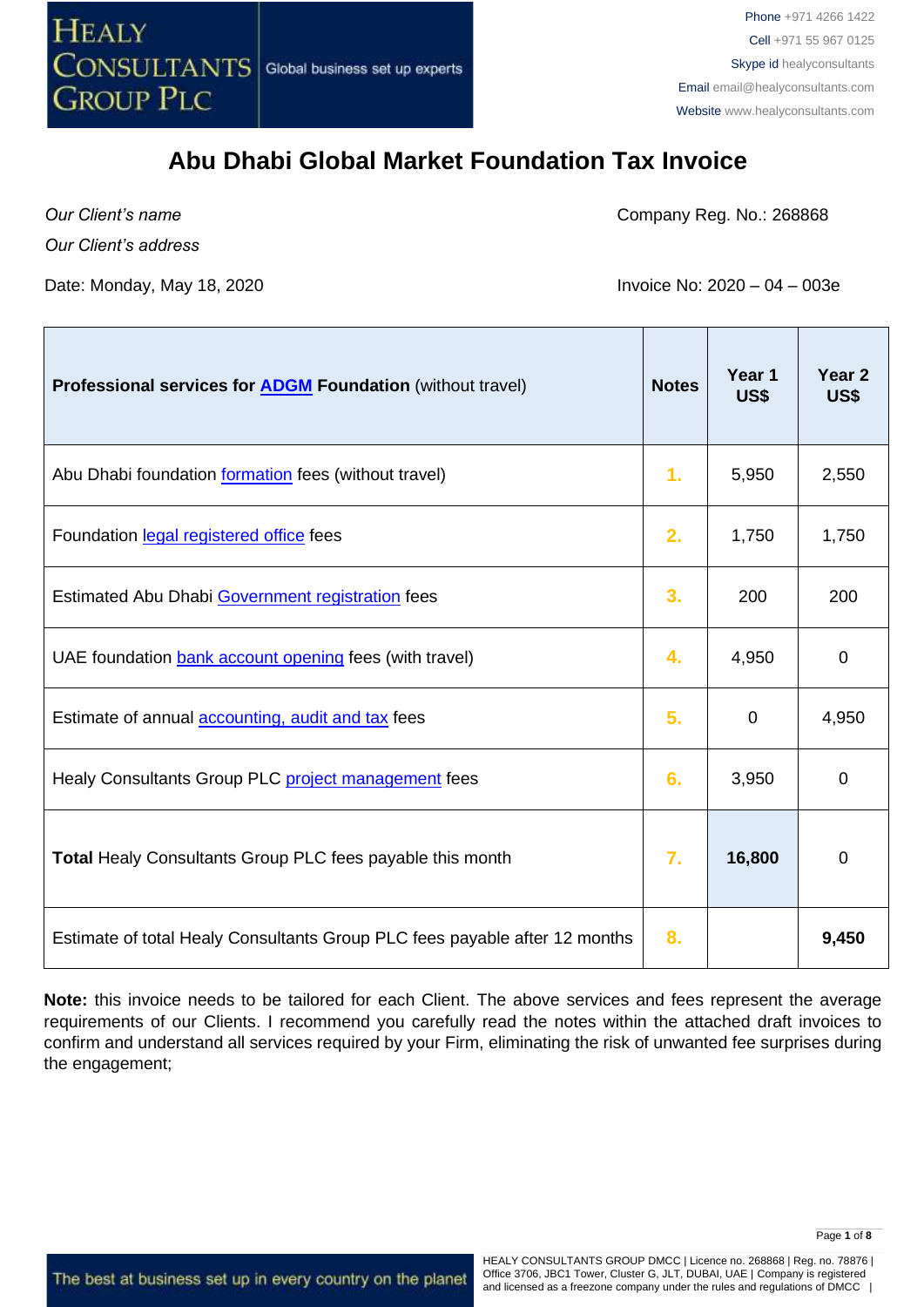Phone +971 4266 1422
Cell +971 55 967 0125
Skype id healyconsultants
Email email@healyconsultants.com
Website www.healyconsultants.com

# Abu Dhabi Global Market Foundation Tax Invoice

*Our Client's name*

*Our Client's address*

Company Reg. No.: 268868

Date: Monday, May 18, 2020

Invoice No: 2020 – 04 – 003e

| **Professional services for ADGM Foundation** (without travel) | **Notes** | **Year 1 US$** | **Year 2 US$** |
|---|---|---|---|
| Abu Dhabi foundation formation fees (without travel) | 1. | 5,950 | 2,550 |
| Foundation legal registered office fees | 2. | 1,750 | 1,750 |
| Estimated Abu Dhabi Government registration fees | 3. | 200 | 200 |
| UAE foundation bank account opening fees (with travel) | 4. | 4,950 | 0 |
| Estimate of annual accounting, audit and tax fees | 5. | 0 | 4,950 |
| Healy Consultants Group PLC project management fees | 6. | 3,950 | 0 |
| **Total** Healy Consultants Group PLC fees payable this month | 7. | **16,800** | 0 |
| Estimate of total Healy Consultants Group PLC fees payable after 12 months | 8. | | **9,450** |

**Note:** this invoice needs to be tailored for each Client. The above services and fees represent the average requirements of our Clients. I recommend you carefully read the notes within the attached draft invoices to confirm and understand all services required by your Firm, eliminating the risk of unwanted fee surprises during the engagement;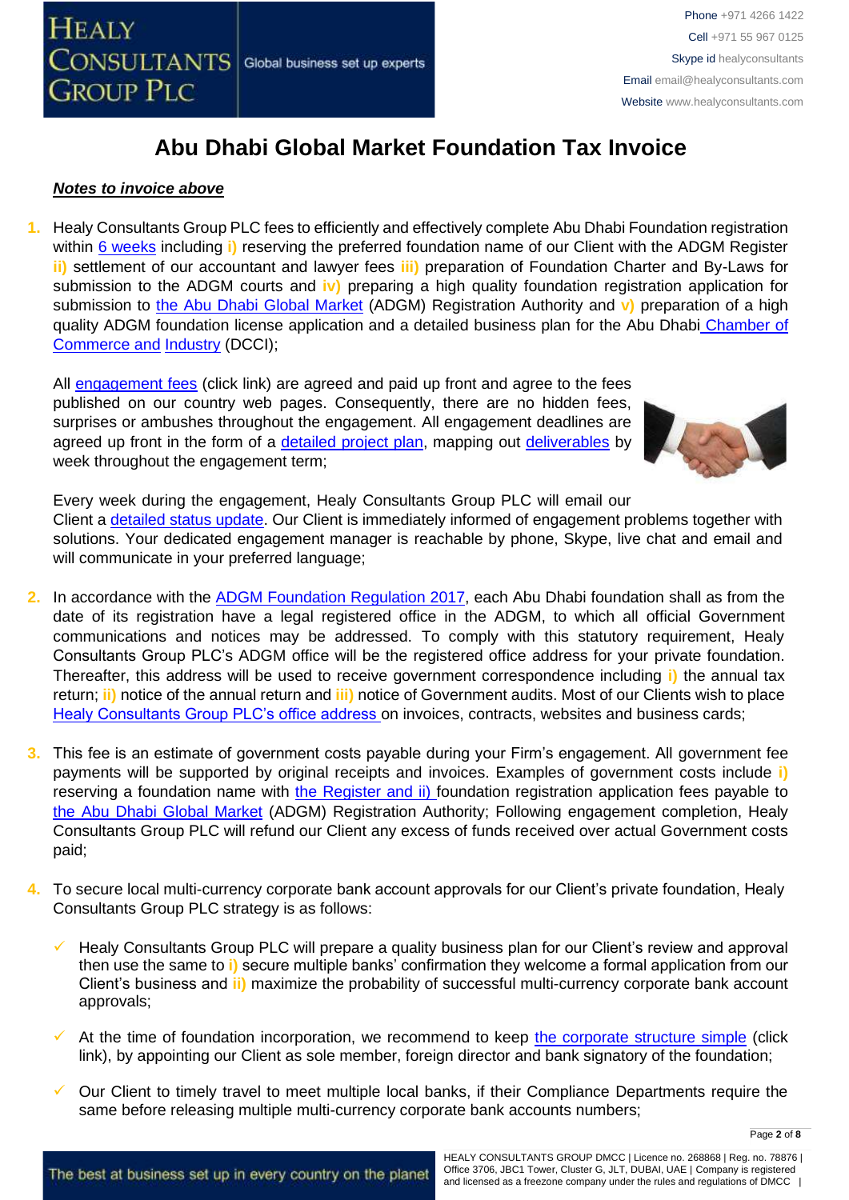# Abu Dhabi Global Market Foundation Tax Invoice

***Notes to invoice above***

1. Healy Consultants Group PLC fees to efficiently and effectively complete Abu Dhabi Foundation registration within 6 weeks including **i)** reserving the preferred foundation name of our Client with the ADGM Register **ii)** settlement of our accountant and lawyer fees **iii)** preparation of Foundation Charter and By-Laws for submission to the ADGM courts and **iv)** preparing a high quality foundation registration application for submission to the Abu Dhabi Global Market (ADGM) Registration Authority and **v)** preparation of a high quality ADGM foundation license application and a detailed business plan for the Abu Dhabi Chamber of Commerce and Industry (DCCI);

   All engagement fees (click link) are agreed and paid up front and agree to the fees published on our country web pages. Consequently, there are no hidden fees, surprises or ambushes throughout the engagement. All engagement deadlines are agreed up front in the form of a detailed project plan, mapping out deliverables by week throughout the engagement term;

   Every week during the engagement, Healy Consultants Group PLC will email our Client a detailed status update. Our Client is immediately informed of engagement problems together with solutions. Your dedicated engagement manager is reachable by phone, Skype, live chat and email and will communicate in your preferred language;

2. In accordance with the ADGM Foundation Regulation 2017, each Abu Dhabi foundation shall as from the date of its registration have a legal registered office in the ADGM, to which all official Government communications and notices may be addressed. To comply with this statutory requirement, Healy Consultants Group PLC's ADGM office will be the registered office address for your private foundation. Thereafter, this address will be used to receive government correspondence including **i)** the annual tax return; **ii)** notice of the annual return and **iii)** notice of Government audits. Most of our Clients wish to place Healy Consultants Group PLC's office address on invoices, contracts, websites and business cards;

3. This fee is an estimate of government costs payable during your Firm's engagement. All government fee payments will be supported by original receipts and invoices. Examples of government costs include **i)** reserving a foundation name with the Register and **ii)** foundation registration application fees payable to the Abu Dhabi Global Market (ADGM) Registration Authority; Following engagement completion, Healy Consultants Group PLC will refund our Client any excess of funds received over actual Government costs paid;

4. To secure local multi-currency corporate bank account approvals for our Client's private foundation, Healy Consultants Group PLC strategy is as follows:

   - ✓ Healy Consultants Group PLC will prepare a quality business plan for our Client's review and approval then use the same to **i)** secure multiple banks' confirmation they welcome a formal application from our Client's business and **ii)** maximize the probability of successful multi-currency corporate bank account approvals;
   - ✓ At the time of foundation incorporation, we recommend to keep the corporate structure simple (click link), by appointing our Client as sole member, foreign director and bank signatory of the foundation;
   - ✓ Our Client to timely travel to meet multiple local banks, if their Compliance Departments require the same before releasing multiple multi-currency corporate bank accounts numbers;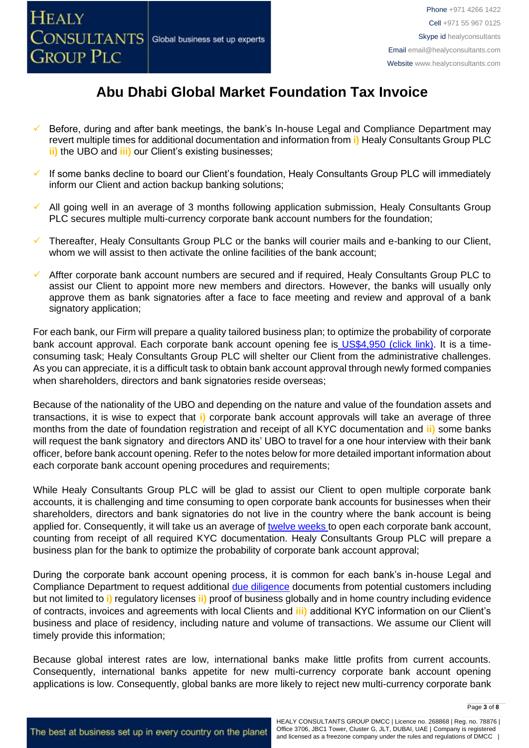# Abu Dhabi Global Market Foundation Tax Invoice

- ✓ Before, during and after bank meetings, the bank's In-house Legal and Compliance Department may revert multiple times for additional documentation and information from **i)** Healy Consultants Group PLC **ii)** the UBO and **iii)** our Client's existing businesses;
- ✓ If some banks decline to board our Client's foundation, Healy Consultants Group PLC will immediately inform our Client and action backup banking solutions;
- ✓ All going well in an average of 3 months following application submission, Healy Consultants Group PLC secures multiple multi-currency corporate bank account numbers for the foundation;
- ✓ Thereafter, Healy Consultants Group PLC or the banks will courier mails and e-banking to our Client, whom we will assist to then activate the online facilities of the bank account;
- ✓ Affter corporate bank account numbers are secured and if required, Healy Consultants Group PLC to assist our Client to appoint more new members and directors. However, the banks will usually only approve them as bank signatories after a face to face meeting and review and approval of a bank signatory application;

For each bank, our Firm will prepare a quality tailored business plan; to optimize the probability of corporate bank account approval. Each corporate bank account opening fee is US$4,950 (click link). It is a time-consuming task; Healy Consultants Group PLC will shelter our Client from the administrative challenges. As you can appreciate, it is a difficult task to obtain bank account approval through newly formed companies when shareholders, directors and bank signatories reside overseas;

Because of the nationality of the UBO and depending on the nature and value of the foundation assets and transactions, it is wise to expect that **i)** corporate bank account approvals will take an average of three months from the date of foundation registration and receipt of all KYC documentation and **ii)** some banks will request the bank signatory and directors AND its' UBO to travel for a one hour interview with their bank officer, before bank account opening. Refer to the notes below for more detailed important information about each corporate bank account opening procedures and requirements;

While Healy Consultants Group PLC will be glad to assist our Client to open multiple corporate bank accounts, it is challenging and time consuming to open corporate bank accounts for businesses when their shareholders, directors and bank signatories do not live in the country where the bank account is being applied for. Consequently, it will take us an average of twelve weeks to open each corporate bank account, counting from receipt of all required KYC documentation. Healy Consultants Group PLC will prepare a business plan for the bank to optimize the probability of corporate bank account approval;

During the corporate bank account opening process, it is common for each bank's in-house Legal and Compliance Department to request additional due diligence documents from potential customers including but not limited to **i)** regulatory licenses **ii)** proof of business globally and in home country including evidence of contracts, invoices and agreements with local Clients and **iii)** additional KYC information on our Client's business and place of residency, including nature and volume of transactions. We assume our Client will timely provide this information;

Because global interest rates are low, international banks make little profits from current accounts. Consequently, international banks appetite for new multi-currency corporate bank account opening applications is low. Consequently, global banks are more likely to reject new multi-currency corporate bank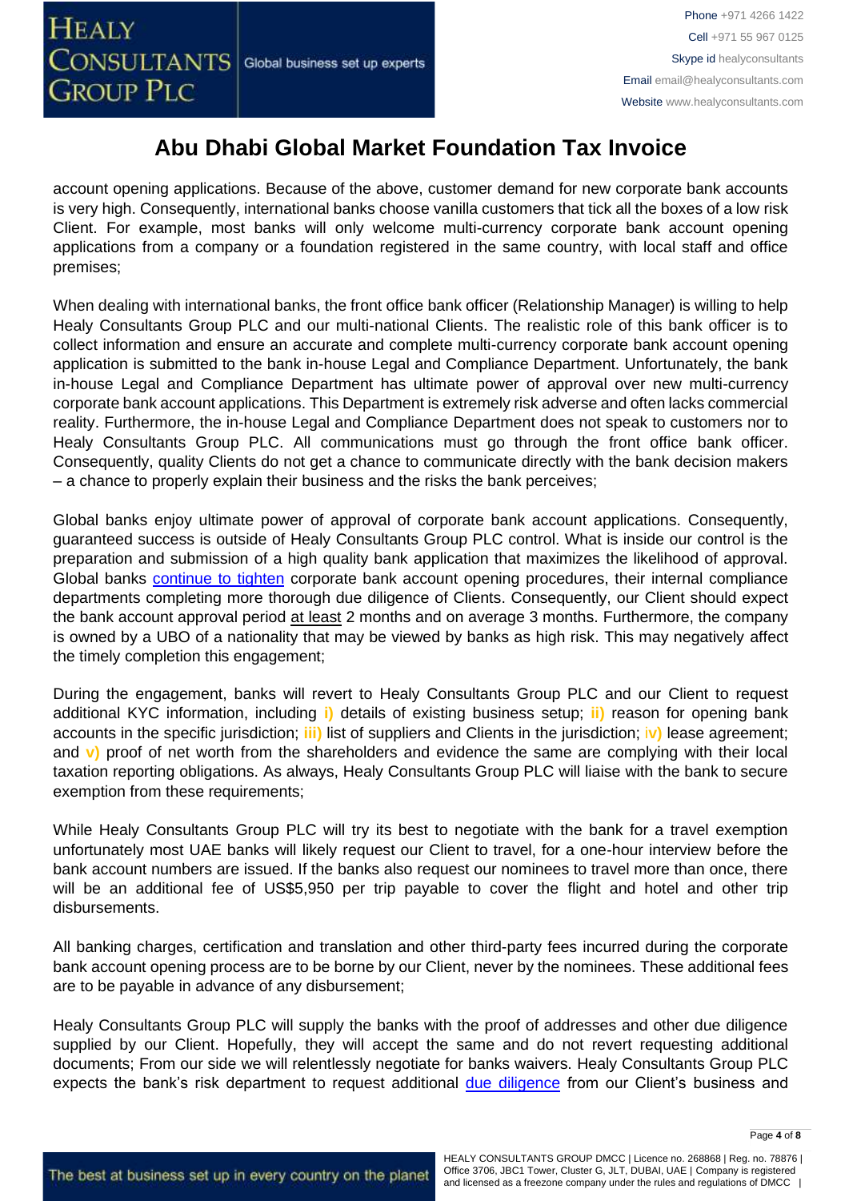account opening applications. Because of the above, customer demand for new corporate bank accounts is very high. Consequently, international banks choose vanilla customers that tick all the boxes of a low risk Client. For example, most banks will only welcome multi-currency corporate bank account opening applications from a company or a foundation registered in the same country, with local staff and office premises;

When dealing with international banks, the front office bank officer (Relationship Manager) is willing to help Healy Consultants Group PLC and our multi-national Clients. The realistic role of this bank officer is to collect information and ensure an accurate and complete multi-currency corporate bank account opening application is submitted to the bank in-house Legal and Compliance Department. Unfortunately, the bank in-house Legal and Compliance Department has ultimate power of approval over new multi-currency corporate bank account applications. This Department is extremely risk adverse and often lacks commercial reality. Furthermore, the in-house Legal and Compliance Department does not speak to customers nor to Healy Consultants Group PLC. All communications must go through the front office bank officer. Consequently, quality Clients do not get a chance to communicate directly with the bank decision makers – a chance to properly explain their business and the risks the bank perceives;

Global banks enjoy ultimate power of approval of corporate bank account applications. Consequently, guaranteed success is outside of Healy Consultants Group PLC control. What is inside our control is the preparation and submission of a high quality bank application that maximizes the likelihood of approval. Global banks continue to tighten corporate bank account opening procedures, their internal compliance departments completing more thorough due diligence of Clients. Consequently, our Client should expect the bank account approval period at least 2 months and on average 3 months. Furthermore, the company is owned by a UBO of a nationality that may be viewed by banks as high risk. This may negatively affect the timely completion this engagement;

During the engagement, banks will revert to Healy Consultants Group PLC and our Client to request additional KYC information, including **i)** details of existing business setup; **ii)** reason for opening bank accounts in the specific jurisdiction; **iii)** list of suppliers and Clients in the jurisdiction; **iv)** lease agreement; and **v)** proof of net worth from the shareholders and evidence the same are complying with their local taxation reporting obligations. As always, Healy Consultants Group PLC will liaise with the bank to secure exemption from these requirements;

While Healy Consultants Group PLC will try its best to negotiate with the bank for a travel exemption unfortunately most UAE banks will likely request our Client to travel, for a one-hour interview before the bank account numbers are issued. If the banks also request our nominees to travel more than once, there will be an additional fee of US$5,950 per trip payable to cover the flight and hotel and other trip disbursements.

All banking charges, certification and translation and other third-party fees incurred during the corporate bank account opening process are to be borne by our Client, never by the nominees. These additional fees are to be payable in advance of any disbursement;

Healy Consultants Group PLC will supply the banks with the proof of addresses and other due diligence supplied by our Client. Hopefully, they will accept the same and do not revert requesting additional documents; From our side we will relentlessly negotiate for banks waivers. Healy Consultants Group PLC expects the bank's risk department to request additional due diligence from our Client's business and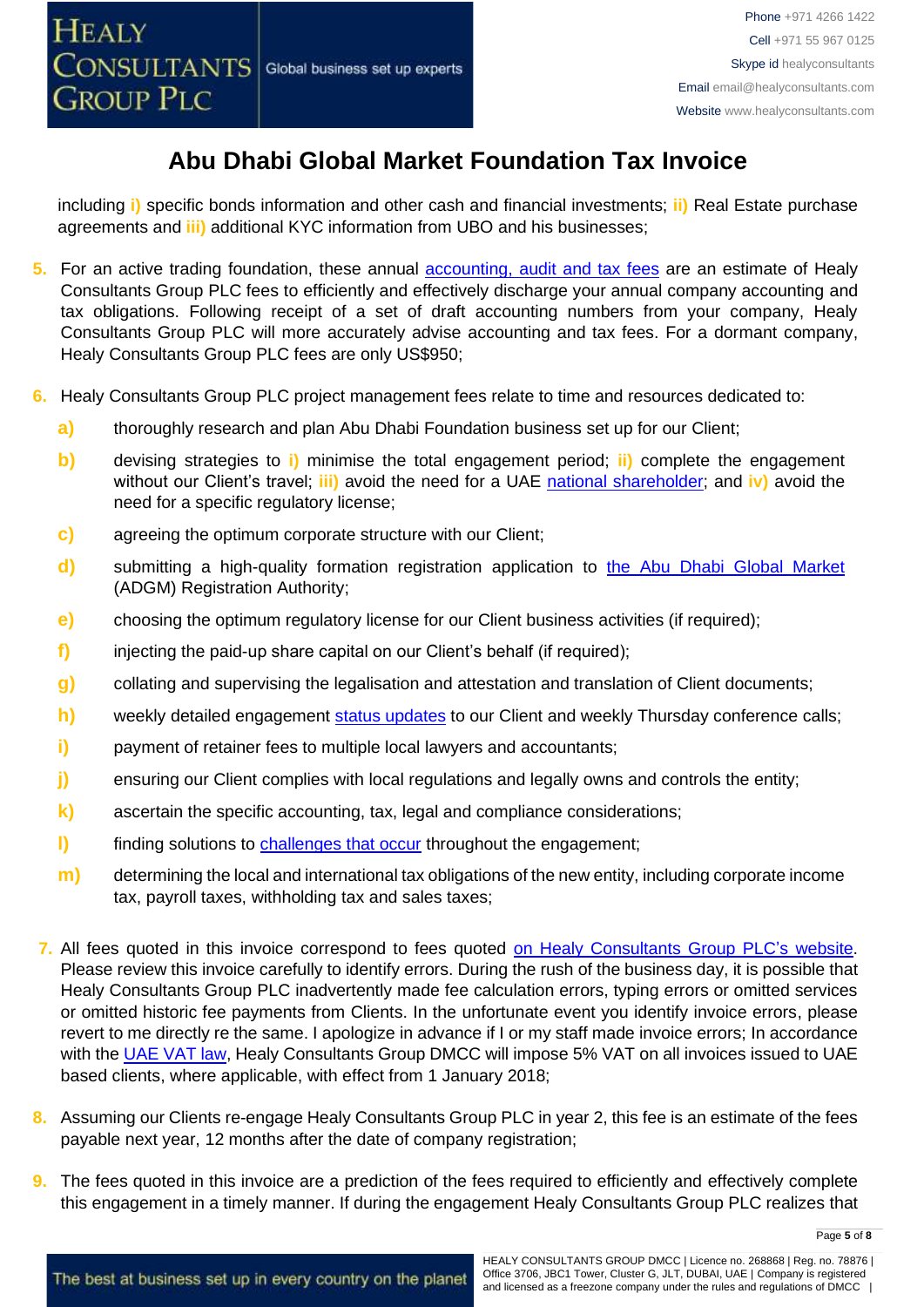# Abu Dhabi Global Market Foundation Tax Invoice

including i) specific bonds information and other cash and financial investments; ii) Real Estate purchase agreements and iii) additional KYC information from UBO and his businesses;

5. For an active trading foundation, these annual accounting, audit and tax fees are an estimate of Healy Consultants Group PLC fees to efficiently and effectively discharge your annual company accounting and tax obligations. Following receipt of a set of draft accounting numbers from your company, Healy Consultants Group PLC will more accurately advise accounting and tax fees. For a dormant company, Healy Consultants Group PLC fees are only US$950;

6. Healy Consultants Group PLC project management fees relate to time and resources dedicated to:

   a) thoroughly research and plan Abu Dhabi Foundation business set up for our Client;

   b) devising strategies to i) minimise the total engagement period; ii) complete the engagement without our Client's travel; iii) avoid the need for a UAE national shareholder; and iv) avoid the need for a specific regulatory license;

   c) agreeing the optimum corporate structure with our Client;

   d) submitting a high-quality formation registration application to the Abu Dhabi Global Market (ADGM) Registration Authority;

   e) choosing the optimum regulatory license for our Client business activities (if required);

   f) injecting the paid-up share capital on our Client's behalf (if required);

   g) collating and supervising the legalisation and attestation and translation of Client documents;

   h) weekly detailed engagement status updates to our Client and weekly Thursday conference calls;

   i) payment of retainer fees to multiple local lawyers and accountants;

   j) ensuring our Client complies with local regulations and legally owns and controls the entity;

   k) ascertain the specific accounting, tax, legal and compliance considerations;

   l) finding solutions to challenges that occur throughout the engagement;

   m) determining the local and international tax obligations of the new entity, including corporate income tax, payroll taxes, withholding tax and sales taxes;

7. All fees quoted in this invoice correspond to fees quoted on Healy Consultants Group PLC's website. Please review this invoice carefully to identify errors. During the rush of the business day, it is possible that Healy Consultants Group PLC inadvertently made fee calculation errors, typing errors or omitted services or omitted historic fee payments from Clients. In the unfortunate event you identify invoice errors, please revert to me directly re the same. I apologize in advance if I or my staff made invoice errors; In accordance with the UAE VAT law, Healy Consultants Group DMCC will impose 5% VAT on all invoices issued to UAE based clients, where applicable, with effect from 1 January 2018;

8. Assuming our Clients re-engage Healy Consultants Group PLC in year 2, this fee is an estimate of the fees payable next year, 12 months after the date of company registration;

9. The fees quoted in this invoice are a prediction of the fees required to efficiently and effectively complete this engagement in a timely manner. If during the engagement Healy Consultants Group PLC realizes that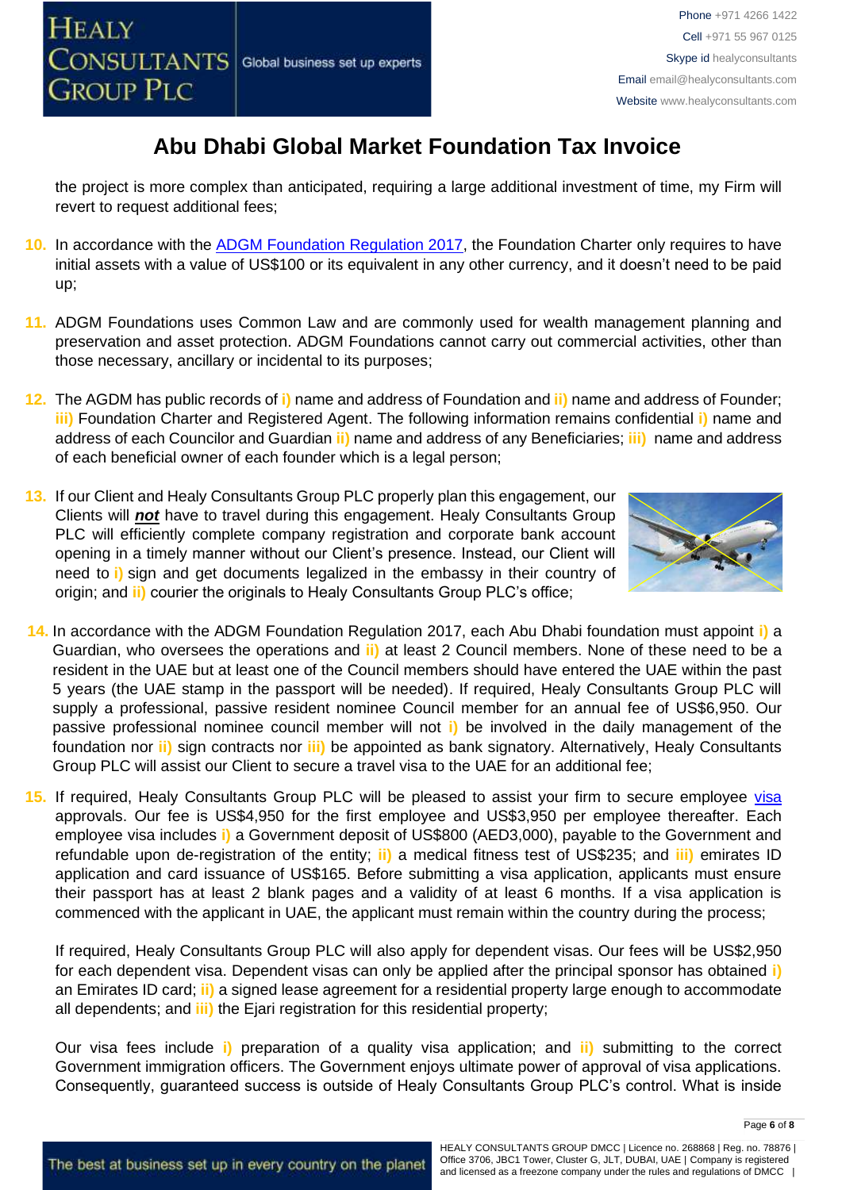the project is more complex than anticipated, requiring a large additional investment of time, my Firm will revert to request additional fees;

10. In accordance with the [ADGM Foundation Regulation 2017](), the Foundation Charter only requires to have initial assets with a value of US$100 or its equivalent in any other currency, and it doesn't need to be paid up;

11. ADGM Foundations uses Common Law and are commonly used for wealth management planning and preservation and asset protection. ADGM Foundations cannot carry out commercial activities, other than those necessary, ancillary or incidental to its purposes;

12. The AGDM has public records of i) name and address of Foundation and ii) name and address of Founder; iii) Foundation Charter and Registered Agent. The following information remains confidential i) name and address of each Councilor and Guardian ii) name and address of any Beneficiaries; iii) name and address of each beneficial owner of each founder which is a legal person;

13. If our Client and Healy Consultants Group PLC properly plan this engagement, our Clients will ***not*** have to travel during this engagement. Healy Consultants Group PLC will efficiently complete company registration and corporate bank account opening in a timely manner without our Client's presence. Instead, our Client will need to i) sign and get documents legalized in the embassy in their country of origin; and ii) courier the originals to Healy Consultants Group PLC's office;

14. In accordance with the ADGM Foundation Regulation 2017, each Abu Dhabi foundation must appoint i) a Guardian, who oversees the operations and ii) at least 2 Council members. None of these need to be a resident in the UAE but at least one of the Council members should have entered the UAE within the past 5 years (the UAE stamp in the passport will be needed). If required, Healy Consultants Group PLC will supply a professional, passive resident nominee Council member for an annual fee of US$6,950. Our passive professional nominee council member will not i) be involved in the daily management of the foundation nor ii) sign contracts nor iii) be appointed as bank signatory. Alternatively, Healy Consultants Group PLC will assist our Client to secure a travel visa to the UAE for an additional fee;

15. If required, Healy Consultants Group PLC will be pleased to assist your firm to secure employee [visa]() approvals. Our fee is US$4,950 for the first employee and US$3,950 per employee thereafter. Each employee visa includes i) a Government deposit of US$800 (AED3,000), payable to the Government and refundable upon de-registration of the entity; ii) a medical fitness test of US$235; and iii) emirates ID application and card issuance of US$165. Before submitting a visa application, applicants must ensure their passport has at least 2 blank pages and a validity of at least 6 months. If a visa application is commenced with the applicant in UAE, the applicant must remain within the country during the process;

    If required, Healy Consultants Group PLC will also apply for dependent visas. Our fees will be US$2,950 for each dependent visa. Dependent visas can only be applied after the principal sponsor has obtained i) an Emirates ID card; ii) a signed lease agreement for a residential property large enough to accommodate all dependents; and iii) the Ejari registration for this residential property;

    Our visa fees include i) preparation of a quality visa application; and ii) submitting to the correct Government immigration officers. The Government enjoys ultimate power of approval of visa applications. Consequently, guaranteed success is outside of Healy Consultants Group PLC's control. What is inside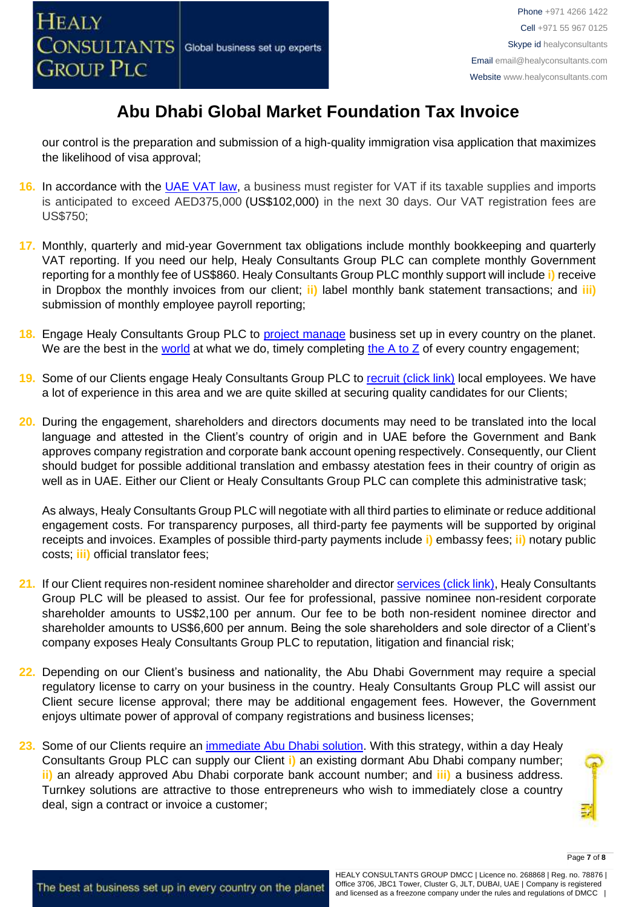# Abu Dhabi Global Market Foundation Tax Invoice

our control is the preparation and submission of a high-quality immigration visa application that maximizes the likelihood of visa approval;

16. In accordance with the [UAE VAT law](#), a business must register for VAT if its taxable supplies and imports is anticipated to exceed AED375,000 (US$102,000) in the next 30 days. Our VAT registration fees are US$750;

17. Monthly, quarterly and mid-year Government tax obligations include monthly bookkeeping and quarterly VAT reporting. If you need our help, Healy Consultants Group PLC can complete monthly Government reporting for a monthly fee of US$860. Healy Consultants Group PLC monthly support will include **i)** receive in Dropbox the monthly invoices from our client; **ii)** label monthly bank statement transactions; and **iii)** submission of monthly employee payroll reporting;

18. Engage Healy Consultants Group PLC to [project manage](#) business set up in every country on the planet. We are the best in the [world](#) at what we do, timely completing [the A to Z](#) of every country engagement;

19. Some of our Clients engage Healy Consultants Group PLC to [recruit (click link)](#) local employees. We have a lot of experience in this area and we are quite skilled at securing quality candidates for our Clients;

20. During the engagement, shareholders and directors documents may need to be translated into the local language and attested in the Client's country of origin and in UAE before the Government and Bank approves company registration and corporate bank account opening respectively. Consequently, our Client should budget for possible additional translation and embassy atestation fees in their country of origin as well as in UAE. Either our Client or Healy Consultants Group PLC can complete this administrative task;

    As always, Healy Consultants Group PLC will negotiate with all third parties to eliminate or reduce additional engagement costs. For transparency purposes, all third-party fee payments will be supported by original receipts and invoices. Examples of possible third-party payments include **i)** embassy fees; **ii)** notary public costs; **iii)** official translator fees;

21. If our Client requires non-resident nominee shareholder and director [services (click link)](#), Healy Consultants Group PLC will be pleased to assist. Our fee for professional, passive nominee non-resident corporate shareholder amounts to US$2,100 per annum. Our fee to be both non-resident nominee director and shareholder amounts to US$6,600 per annum. Being the sole shareholders and sole director of a Client's company exposes Healy Consultants Group PLC to reputation, litigation and financial risk;

22. Depending on our Client's business and nationality, the Abu Dhabi Government may require a special regulatory license to carry on your business in the country. Healy Consultants Group PLC will assist our Client secure license approval; there may be additional engagement fees. However, the Government enjoys ultimate power of approval of company registrations and business licenses;

23. Some of our Clients require an [immediate Abu Dhabi solution](#). With this strategy, within a day Healy Consultants Group PLC can supply our Client **i)** an existing dormant Abu Dhabi company number; **ii)** an already approved Abu Dhabi corporate bank account number; and **iii)** a business address. Turnkey solutions are attractive to those entrepreneurs who wish to immediately close a country deal, sign a contract or invoice a customer;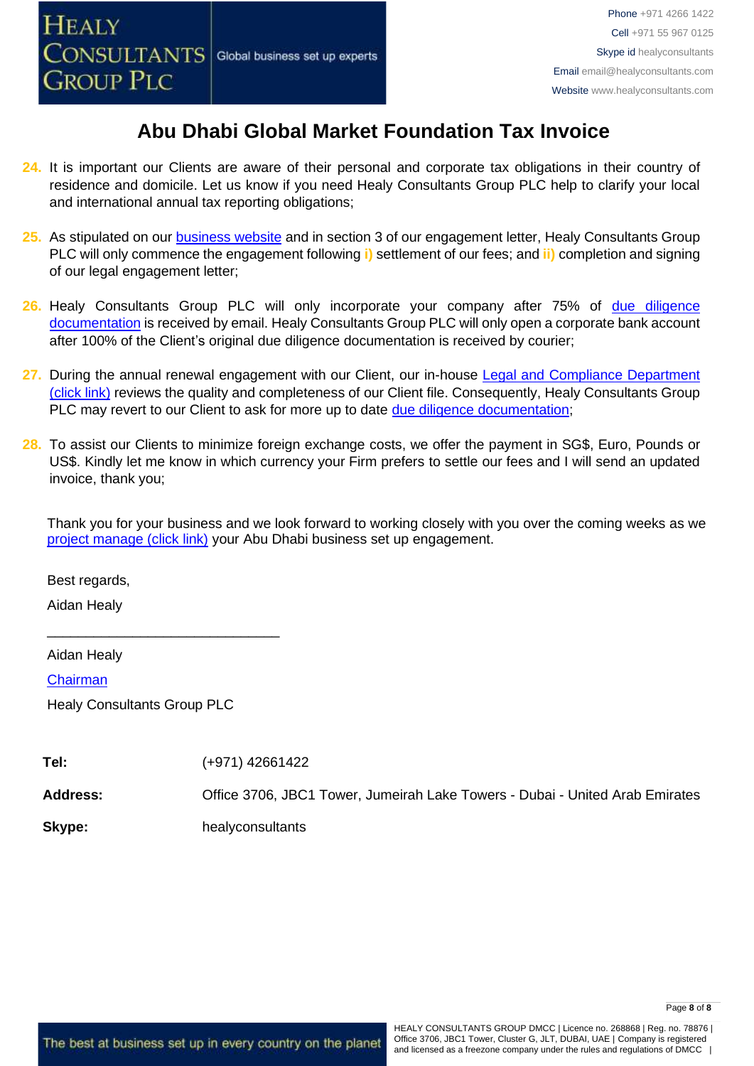# Abu Dhabi Global Market Foundation Tax Invoice

24. It is important our Clients are aware of their personal and corporate tax obligations in their country of residence and domicile. Let us know if you need Healy Consultants Group PLC help to clarify your local and international annual tax reporting obligations;

25. As stipulated on our business website and in section 3 of our engagement letter, Healy Consultants Group PLC will only commence the engagement following i) settlement of our fees; and ii) completion and signing of our legal engagement letter;

26. Healy Consultants Group PLC will only incorporate your company after 75% of due diligence documentation is received by email. Healy Consultants Group PLC will only open a corporate bank account after 100% of the Client's original due diligence documentation is received by courier;

27. During the annual renewal engagement with our Client, our in-house Legal and Compliance Department (click link) reviews the quality and completeness of our Client file. Consequently, Healy Consultants Group PLC may revert to our Client to ask for more up to date due diligence documentation;

28. To assist our Clients to minimize foreign exchange costs, we offer the payment in SG$, Euro, Pounds or US$. Kindly let me know in which currency your Firm prefers to settle our fees and I will send an updated invoice, thank you;

Thank you for your business and we look forward to working closely with you over the coming weeks as we project manage (click link) your Abu Dhabi business set up engagement.

Best regards,

Aidan Healy

______________________________

Aidan Healy

Chairman

Healy Consultants Group PLC

| | |
|---|---|
| **Tel:** | (+971) 42661422 |
| **Address:** | Office 3706, JBC1 Tower, Jumeirah Lake Towers - Dubai - United Arab Emirates |
| **Skype:** | healyconsultants |